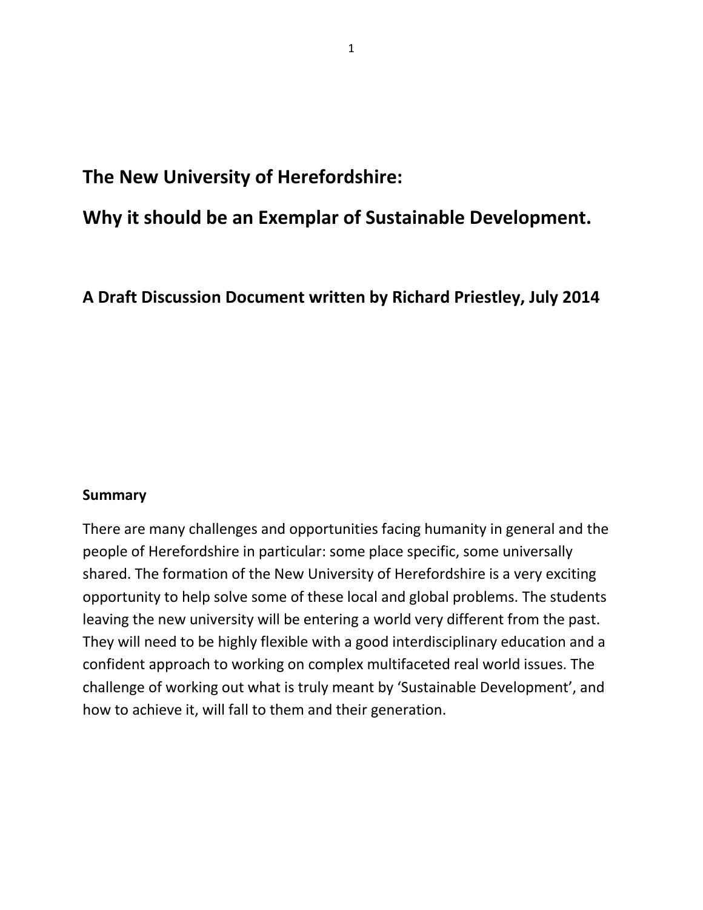# The New University of Herefordshire:

# Why it should be an Exemplar of Sustainable Development.

## A Draft Discussion Document written by Richard Priestley, July 2014

### Summary

There are many challenges and opportunities facing humanity in general and the people of Herefordshire in particular: some place specific, some universally shared. The formation of the New University of Herefordshire is a very exciting opportunity to help solve some of these local and global problems. The students leaving the new university will be entering a world very different from the past. They will need to be highly flexible with a good interdisciplinary education and a confident approach to working on complex multifaceted real world issues. The challenge of working out what is truly meant by 'Sustainable Development', and how to achieve it, will fall to them and their generation.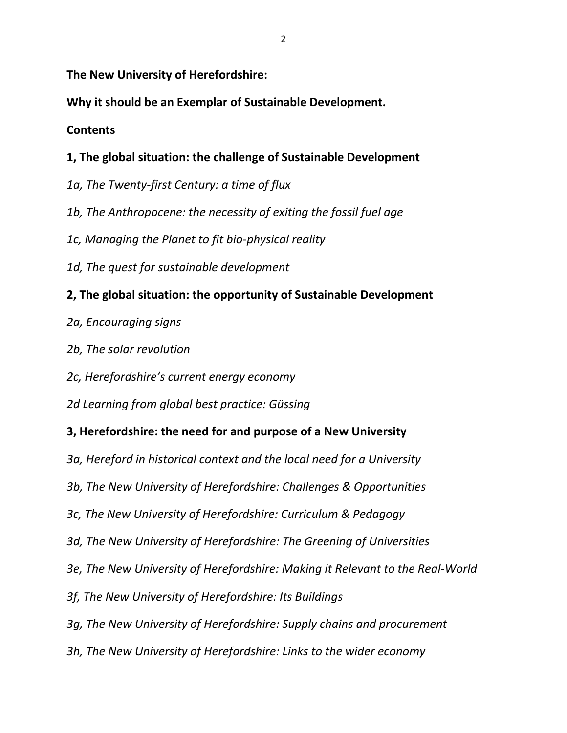**The New University of Herefordshire:**

**Why it should be an Exemplar of Sustainable Development.**

**Contents**

**1, The global situation: the challenge of Sustainable Development**

*1a, The Twenty-first Century: a time of flux*

*1b, The Anthropocene: the necessity of exiting the fossil fuel age*

*1c, Managing the Planet to fit bio-physical reality*

*1d, The quest for sustainable development*

**2, The global situation: the opportunity of Sustainable Development**

*2a, Encouraging signs*

*2b, The solar revolution*

*2c, Herefordshire's current energy economy*

*2d Learning from global best practice: Güssing*

**3, Herefordshire: the need for and purpose of a New University**

*3a, Hereford in historical context and the local need for a University*

*3b, The New University of Herefordshire: Challenges & Opportunities*

*3c, The New University of Herefordshire: Curriculum & Pedagogy*

*3d, The New University of Herefordshire: The Greening of Universities*

*3e, The New University of Herefordshire: Making it Relevant to the Real-World*

*3f, The New University of Herefordshire: Its Buildings*

*3g, The New University of Herefordshire: Supply chains and procurement*

*3h, The New University of Herefordshire: Links to the wider economy*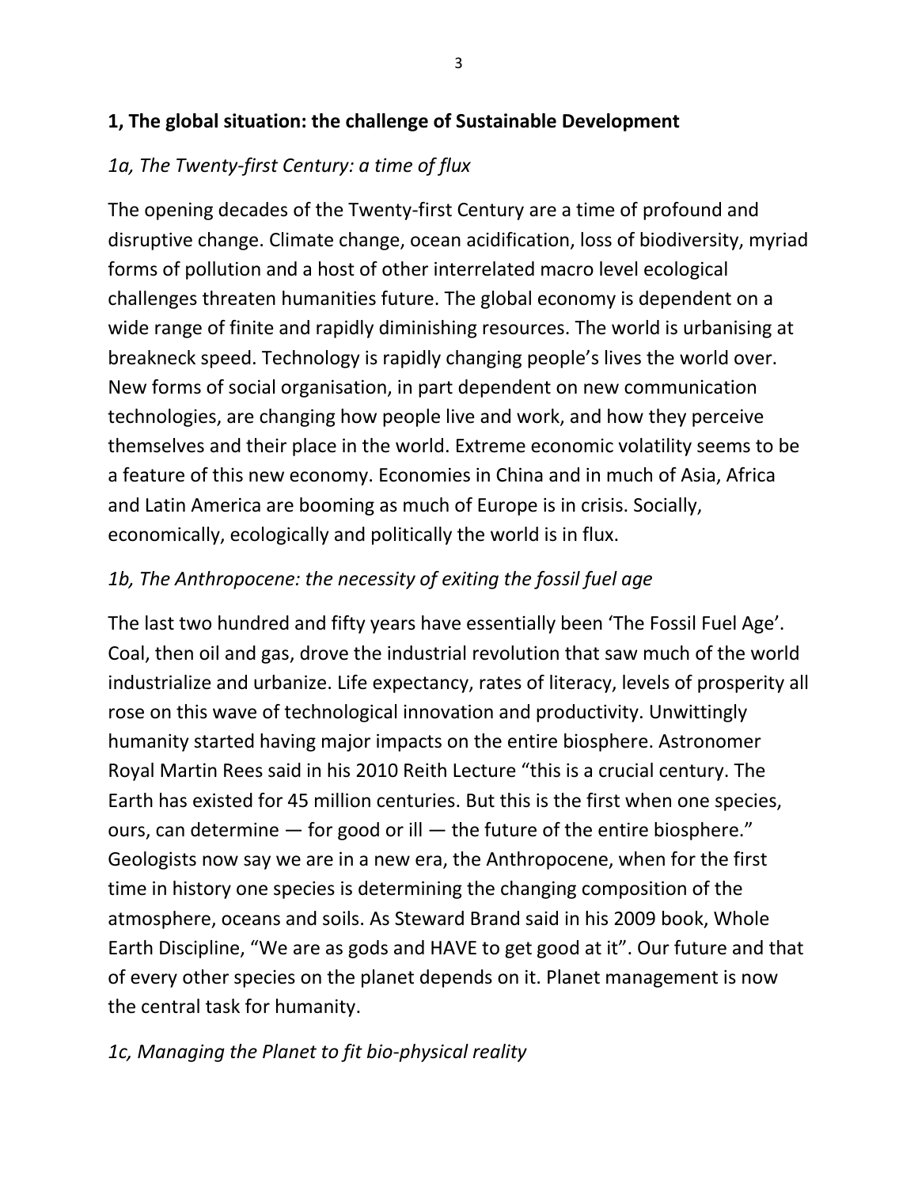## 1, The global situation: the challenge of Sustainable Development

### *1a, The Twenty-first Century: a time of flux*

The opening decades of the Twenty-first Century are a time of profound and disruptive change. Climate change, ocean acidification, loss of biodiversity, myriad forms of pollution and a host of other interrelated macro level ecological challenges threaten humanities future. The global economy is dependent on a wide range of finite and rapidly diminishing resources. The world is urbanising at breakneck speed. Technology is rapidly changing people's lives the world over. New forms of social organisation, in part dependent on new communication technologies, are changing how people live and work, and how they perceive themselves and their place in the world. Extreme economic volatility seems to be a feature of this new economy. Economies in China and in much of Asia, Africa and Latin America are booming as much of Europe is in crisis. Socially, economically, ecologically and politically the world is in flux.

### *1b, The Anthropocene: the necessity of exiting the fossil fuel age*

The last two hundred and fifty years have essentially been 'The Fossil Fuel Age'. Coal, then oil and gas, drove the industrial revolution that saw much of the world industrialize and urbanize. Life expectancy, rates of literacy, levels of prosperity all rose on this wave of technological innovation and productivity. Unwittingly humanity started having major impacts on the entire biosphere. Astronomer Royal Martin Rees said in his 2010 Reith Lecture "this is a crucial century. The Earth has existed for 45 million centuries. But this is the first when one species, ours, can determine — for good or ill — the future of the entire biosphere." Geologists now say we are in a new era, the Anthropocene, when for the first time in history one species is determining the changing composition of the atmosphere, oceans and soils. As Steward Brand said in his 2009 book, Whole Earth Discipline, "We are as gods and HAVE to get good at it". Our future and that of every other species on the planet depends on it. Planet management is now the central task for humanity.

### *1c, Managing the Planet to fit bio-physical reality*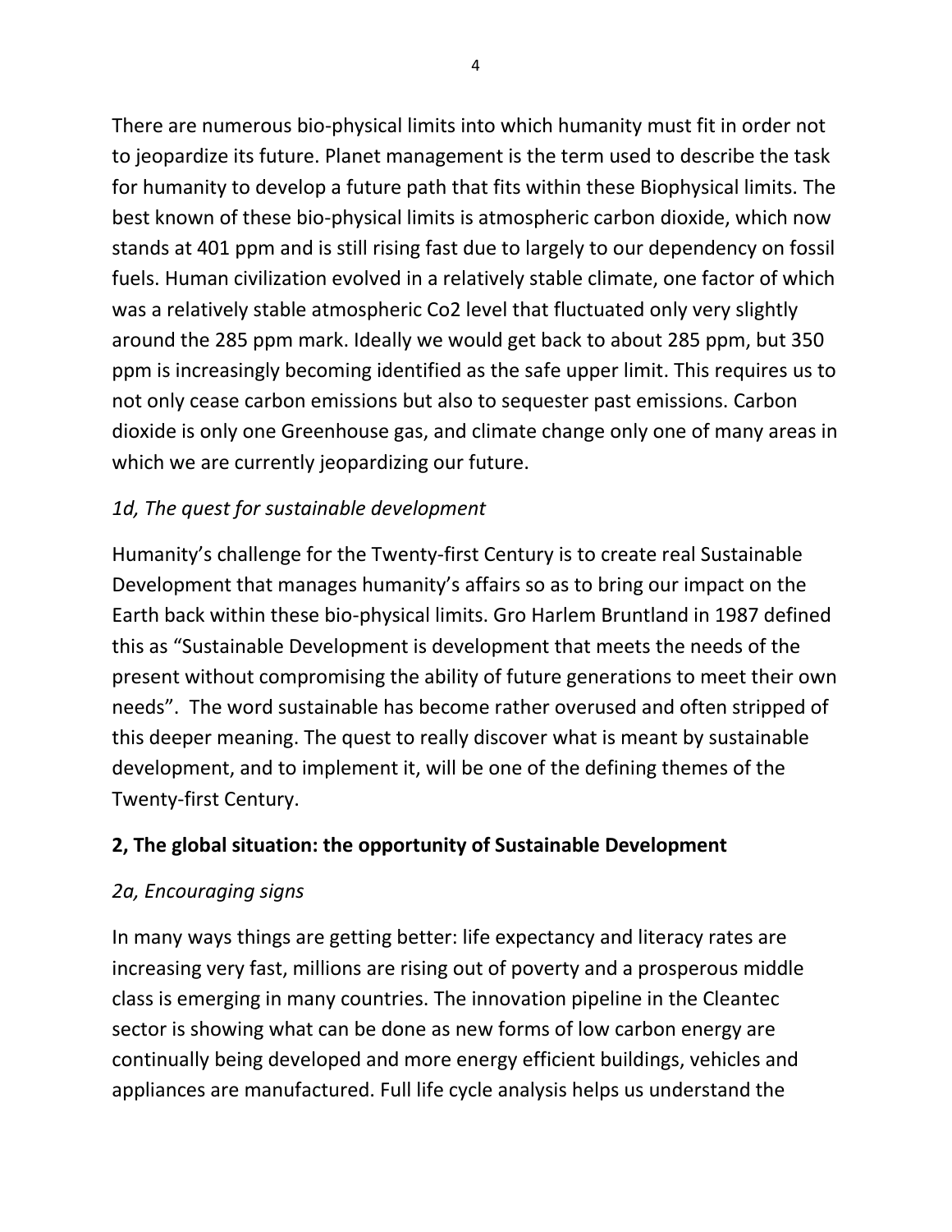There are numerous bio-physical limits into which humanity must fit in order not to jeopardize its future. Planet management is the term used to describe the task for humanity to develop a future path that fits within these Biophysical limits. The best known of these bio-physical limits is atmospheric carbon dioxide, which now stands at 401 ppm and is still rising fast due to largely to our dependency on fossil fuels. Human civilization evolved in a relatively stable climate, one factor of which was a relatively stable atmospheric Co2 level that fluctuated only very slightly around the 285 ppm mark. Ideally we would get back to about 285 ppm, but 350 ppm is increasingly becoming identified as the safe upper limit. This requires us to not only cease carbon emissions but also to sequester past emissions. Carbon dioxide is only one Greenhouse gas, and climate change only one of many areas in which we are currently jeopardizing our future.

### *1d, The quest for sustainable development*

Humanity's challenge for the Twenty-first Century is to create real Sustainable Development that manages humanity's affairs so as to bring our impact on the Earth back within these bio-physical limits. Gro Harlem Bruntland in 1987 defined this as "Sustainable Development is development that meets the needs of the present without compromising the ability of future generations to meet their own needs". The word sustainable has become rather overused and often stripped of this deeper meaning. The quest to really discover what is meant by sustainable development, and to implement it, will be one of the defining themes of the Twenty-first Century.

## **2, The global situation: the opportunity of Sustainable Development**

### *2a, Encouraging signs*

In many ways things are getting better: life expectancy and literacy rates are increasing very fast, millions are rising out of poverty and a prosperous middle class is emerging in many countries. The innovation pipeline in the Cleantec sector is showing what can be done as new forms of low carbon energy are continually being developed and more energy efficient buildings, vehicles and appliances are manufactured. Full life cycle analysis helps us understand the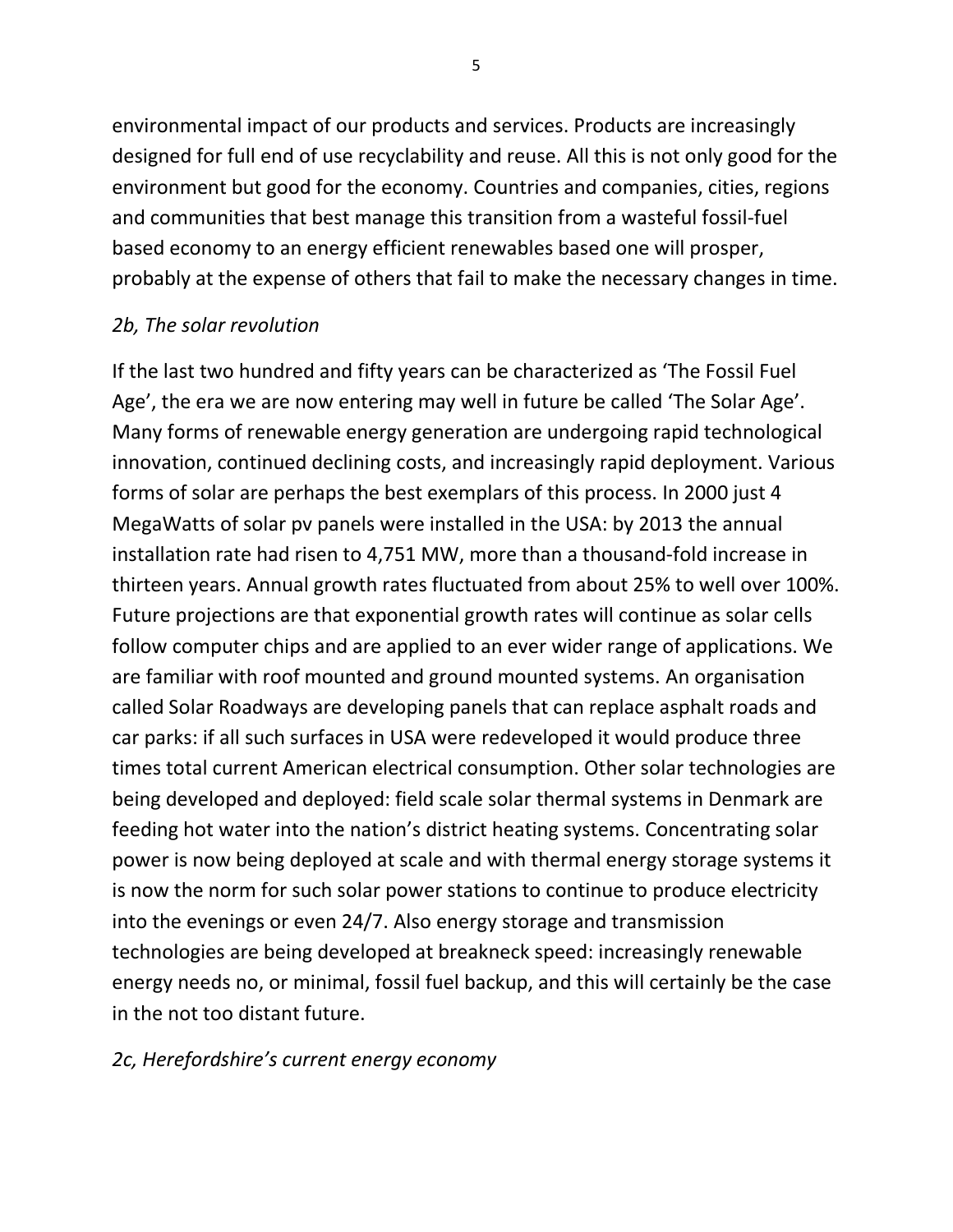environmental impact of our products and services. Products are increasingly designed for full end of use recyclability and reuse. All this is not only good for the environment but good for the economy. Countries and companies, cities, regions and communities that best manage this transition from a wasteful fossil-fuel based economy to an energy efficient renewables based one will prosper, probably at the expense of others that fail to make the necessary changes in time.

### *2b, The solar revolution*

If the last two hundred and fifty years can be characterized as 'The Fossil Fuel Age', the era we are now entering may well in future be called 'The Solar Age'. Many forms of renewable energy generation are undergoing rapid technological innovation, continued declining costs, and increasingly rapid deployment. Various forms of solar are perhaps the best exemplars of this process. In 2000 just 4 MegaWatts of solar pv panels were installed in the USA: by 2013 the annual installation rate had risen to 4,751 MW, more than a thousand-fold increase in thirteen years. Annual growth rates fluctuated from about 25% to well over 100%. Future projections are that exponential growth rates will continue as solar cells follow computer chips and are applied to an ever wider range of applications. We are familiar with roof mounted and ground mounted systems. An organisation called Solar Roadways are developing panels that can replace asphalt roads and car parks: if all such surfaces in USA were redeveloped it would produce three times total current American electrical consumption. Other solar technologies are being developed and deployed: field scale solar thermal systems in Denmark are feeding hot water into the nation's district heating systems. Concentrating solar power is now being deployed at scale and with thermal energy storage systems it is now the norm for such solar power stations to continue to produce electricity into the evenings or even 24/7. Also energy storage and transmission technologies are being developed at breakneck speed: increasingly renewable energy needs no, or minimal, fossil fuel backup, and this will certainly be the case in the not too distant future.

### *2c, Herefordshire's current energy economy*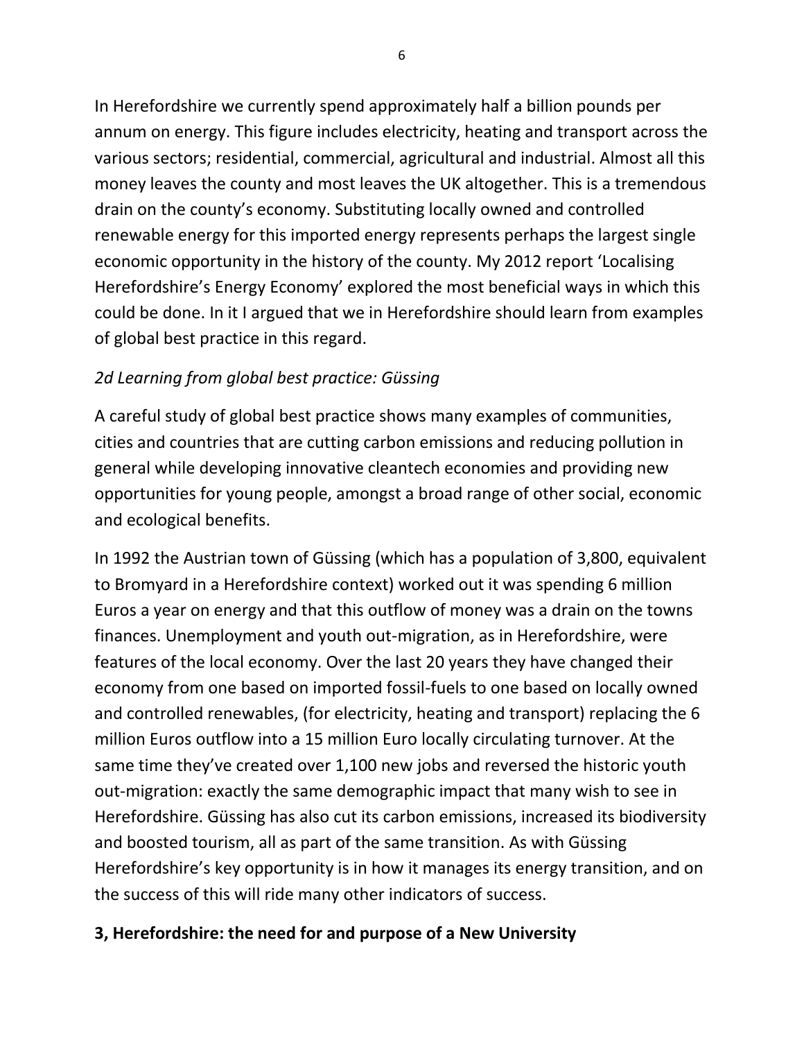In Herefordshire we currently spend approximately half a billion pounds per annum on energy. This figure includes electricity, heating and transport across the various sectors; residential, commercial, agricultural and industrial. Almost all this money leaves the county and most leaves the UK altogether. This is a tremendous drain on the county's economy. Substituting locally owned and controlled renewable energy for this imported energy represents perhaps the largest single economic opportunity in the history of the county. My 2012 report 'Localising Herefordshire's Energy Economy' explored the most beneficial ways in which this could be done. In it I argued that we in Herefordshire should learn from examples of global best practice in this regard.

### *2d Learning from global best practice: Güssing*

A careful study of global best practice shows many examples of communities, cities and countries that are cutting carbon emissions and reducing pollution in general while developing innovative cleantech economies and providing new opportunities for young people, amongst a broad range of other social, economic and ecological benefits.

In 1992 the Austrian town of Güssing (which has a population of 3,800, equivalent to Bromyard in a Herefordshire context) worked out it was spending 6 million Euros a year on energy and that this outflow of money was a drain on the towns finances. Unemployment and youth out-migration, as in Herefordshire, were features of the local economy. Over the last 20 years they have changed their economy from one based on imported fossil-fuels to one based on locally owned and controlled renewables, (for electricity, heating and transport) replacing the 6 million Euros outflow into a 15 million Euro locally circulating turnover. At the same time they've created over 1,100 new jobs and reversed the historic youth out-migration: exactly the same demographic impact that many wish to see in Herefordshire. Güssing has also cut its carbon emissions, increased its biodiversity and boosted tourism, all as part of the same transition. As with Güssing Herefordshire's key opportunity is in how it manages its energy transition, and on the success of this will ride many other indicators of success.

## **3, Herefordshire: the need for and purpose of a New University**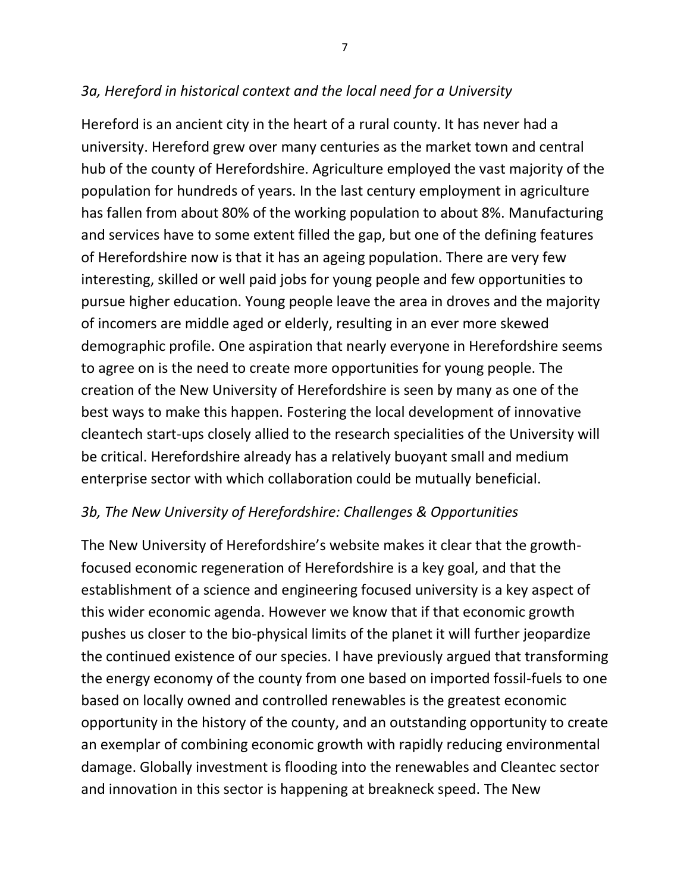### *3a, Hereford in historical context and the local need for a University*

Hereford is an ancient city in the heart of a rural county. It has never had a university. Hereford grew over many centuries as the market town and central hub of the county of Herefordshire. Agriculture employed the vast majority of the population for hundreds of years. In the last century employment in agriculture has fallen from about 80% of the working population to about 8%. Manufacturing and services have to some extent filled the gap, but one of the defining features of Herefordshire now is that it has an ageing population. There are very few interesting, skilled or well paid jobs for young people and few opportunities to pursue higher education. Young people leave the area in droves and the majority of incomers are middle aged or elderly, resulting in an ever more skewed demographic profile. One aspiration that nearly everyone in Herefordshire seems to agree on is the need to create more opportunities for young people. The creation of the New University of Herefordshire is seen by many as one of the best ways to make this happen. Fostering the local development of innovative cleantech start-ups closely allied to the research specialities of the University will be critical. Herefordshire already has a relatively buoyant small and medium enterprise sector with which collaboration could be mutually beneficial.

### *3b, The New University of Herefordshire: Challenges & Opportunities*

The New University of Herefordshire's website makes it clear that the growth-focused economic regeneration of Herefordshire is a key goal, and that the establishment of a science and engineering focused university is a key aspect of this wider economic agenda. However we know that if that economic growth pushes us closer to the bio-physical limits of the planet it will further jeopardize the continued existence of our species. I have previously argued that transforming the energy economy of the county from one based on imported fossil-fuels to one based on locally owned and controlled renewables is the greatest economic opportunity in the history of the county, and an outstanding opportunity to create an exemplar of combining economic growth with rapidly reducing environmental damage. Globally investment is flooding into the renewables and Cleantec sector and innovation in this sector is happening at breakneck speed. The New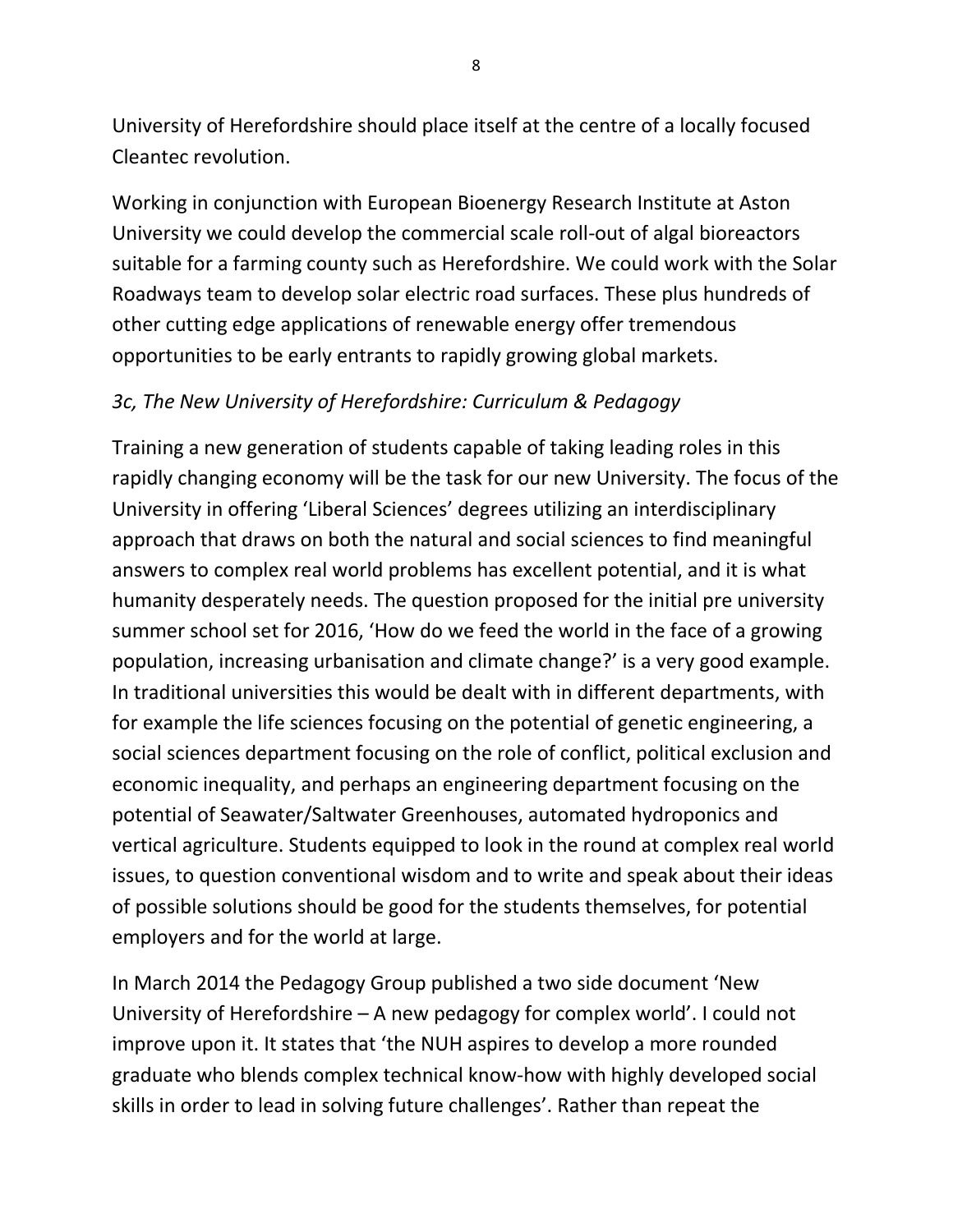University of Herefordshire should place itself at the centre of a locally focused Cleantec revolution.

Working in conjunction with European Bioenergy Research Institute at Aston University we could develop the commercial scale roll-out of algal bioreactors suitable for a farming county such as Herefordshire. We could work with the Solar Roadways team to develop solar electric road surfaces. These plus hundreds of other cutting edge applications of renewable energy offer tremendous opportunities to be early entrants to rapidly growing global markets.

### *3c, The New University of Herefordshire: Curriculum & Pedagogy*

Training a new generation of students capable of taking leading roles in this rapidly changing economy will be the task for our new University. The focus of the University in offering 'Liberal Sciences' degrees utilizing an interdisciplinary approach that draws on both the natural and social sciences to find meaningful answers to complex real world problems has excellent potential, and it is what humanity desperately needs. The question proposed for the initial pre university summer school set for 2016, 'How do we feed the world in the face of a growing population, increasing urbanisation and climate change?' is a very good example. In traditional universities this would be dealt with in different departments, with for example the life sciences focusing on the potential of genetic engineering, a social sciences department focusing on the role of conflict, political exclusion and economic inequality, and perhaps an engineering department focusing on the potential of Seawater/Saltwater Greenhouses, automated hydroponics and vertical agriculture. Students equipped to look in the round at complex real world issues, to question conventional wisdom and to write and speak about their ideas of possible solutions should be good for the students themselves, for potential employers and for the world at large.

In March 2014 the Pedagogy Group published a two side document 'New University of Herefordshire – A new pedagogy for complex world'. I could not improve upon it. It states that 'the NUH aspires to develop a more rounded graduate who blends complex technical know-how with highly developed social skills in order to lead in solving future challenges'. Rather than repeat the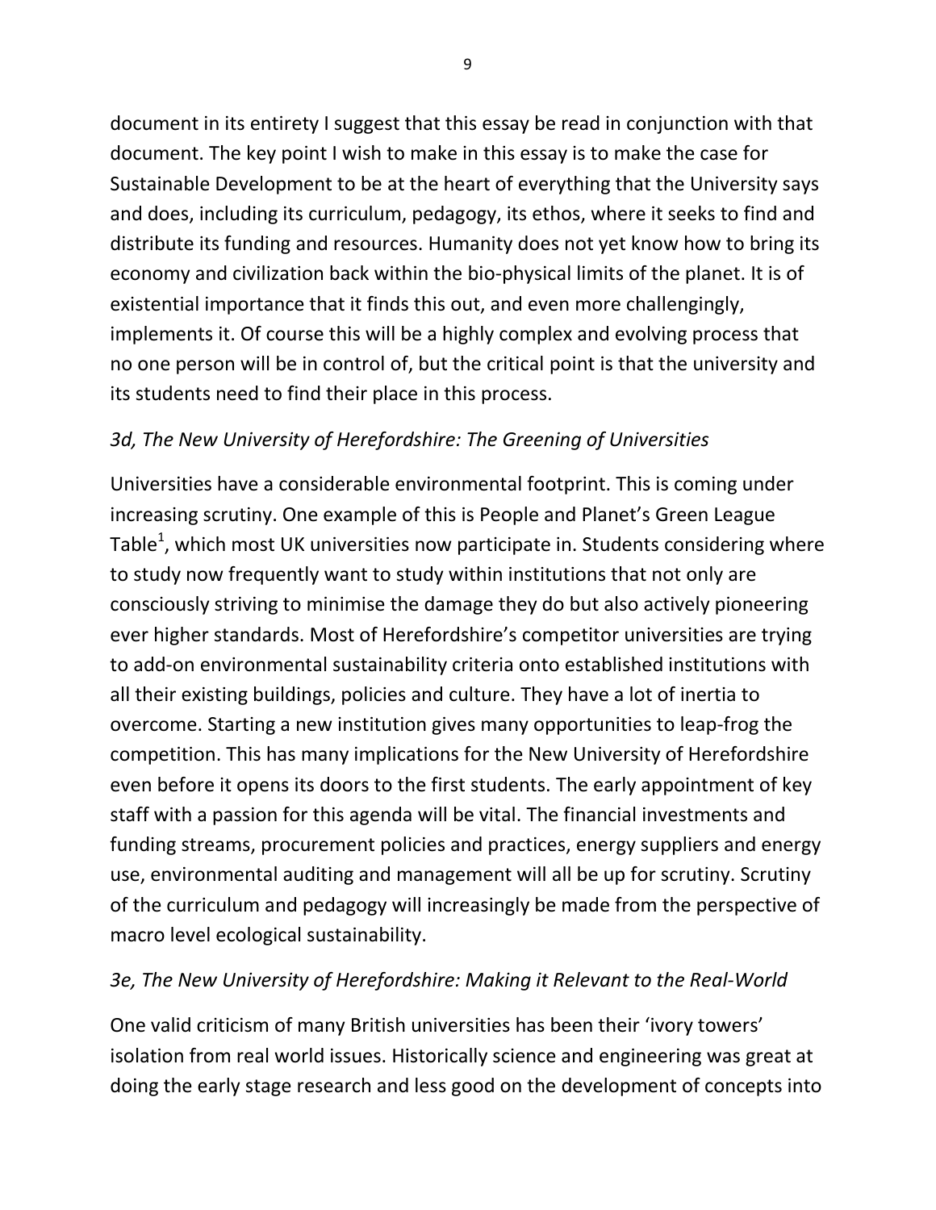document in its entirety I suggest that this essay be read in conjunction with that document. The key point I wish to make in this essay is to make the case for Sustainable Development to be at the heart of everything that the University says and does, including its curriculum, pedagogy, its ethos, where it seeks to find and distribute its funding and resources. Humanity does not yet know how to bring its economy and civilization back within the bio-physical limits of the planet. It is of existential importance that it finds this out, and even more challengingly, implements it. Of course this will be a highly complex and evolving process that no one person will be in control of, but the critical point is that the university and its students need to find their place in this process.

### *3d, The New University of Herefordshire: The Greening of Universities*

Universities have a considerable environmental footprint. This is coming under increasing scrutiny. One example of this is People and Planet's Green League Table[1], which most UK universities now participate in. Students considering where to study now frequently want to study within institutions that not only are consciously striving to minimise the damage they do but also actively pioneering ever higher standards. Most of Herefordshire's competitor universities are trying to add-on environmental sustainability criteria onto established institutions with all their existing buildings, policies and culture. They have a lot of inertia to overcome. Starting a new institution gives many opportunities to leap-frog the competition. This has many implications for the New University of Herefordshire even before it opens its doors to the first students. The early appointment of key staff with a passion for this agenda will be vital. The financial investments and funding streams, procurement policies and practices, energy suppliers and energy use, environmental auditing and management will all be up for scrutiny. Scrutiny of the curriculum and pedagogy will increasingly be made from the perspective of macro level ecological sustainability.

### *3e, The New University of Herefordshire: Making it Relevant to the Real-World*

One valid criticism of many British universities has been their 'ivory towers' isolation from real world issues. Historically science and engineering was great at doing the early stage research and less good on the development of concepts into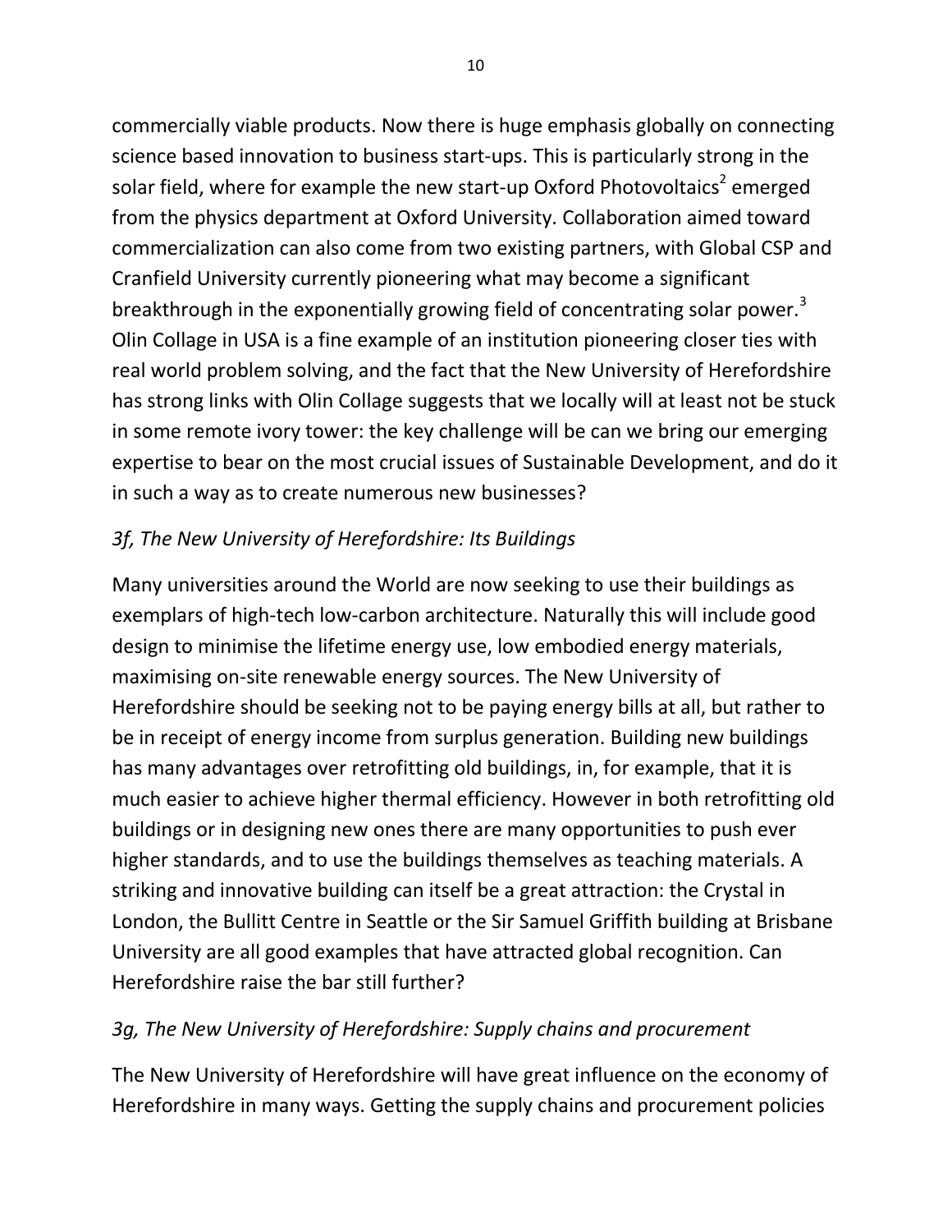commercially viable products. Now there is huge emphasis globally on connecting science based innovation to business start-ups. This is particularly strong in the solar field, where for example the new start-up Oxford Photovoltaics[2] emerged from the physics department at Oxford University. Collaboration aimed toward commercialization can also come from two existing partners, with Global CSP and Cranfield University currently pioneering what may become a significant breakthrough in the exponentially growing field of concentrating solar power.[3] Olin Collage in USA is a fine example of an institution pioneering closer ties with real world problem solving, and the fact that the New University of Herefordshire has strong links with Olin Collage suggests that we locally will at least not be stuck in some remote ivory tower: the key challenge will be can we bring our emerging expertise to bear on the most crucial issues of Sustainable Development, and do it in such a way as to create numerous new businesses?

### *3f, The New University of Herefordshire: Its Buildings*

Many universities around the World are now seeking to use their buildings as exemplars of high-tech low-carbon architecture. Naturally this will include good design to minimise the lifetime energy use, low embodied energy materials, maximising on-site renewable energy sources. The New University of Herefordshire should be seeking not to be paying energy bills at all, but rather to be in receipt of energy income from surplus generation. Building new buildings has many advantages over retrofitting old buildings, in, for example, that it is much easier to achieve higher thermal efficiency. However in both retrofitting old buildings or in designing new ones there are many opportunities to push ever higher standards, and to use the buildings themselves as teaching materials. A striking and innovative building can itself be a great attraction: the Crystal in London, the Bullitt Centre in Seattle or the Sir Samuel Griffith building at Brisbane University are all good examples that have attracted global recognition. Can Herefordshire raise the bar still further?

### *3g, The New University of Herefordshire: Supply chains and procurement*

The New University of Herefordshire will have great influence on the economy of Herefordshire in many ways. Getting the supply chains and procurement policies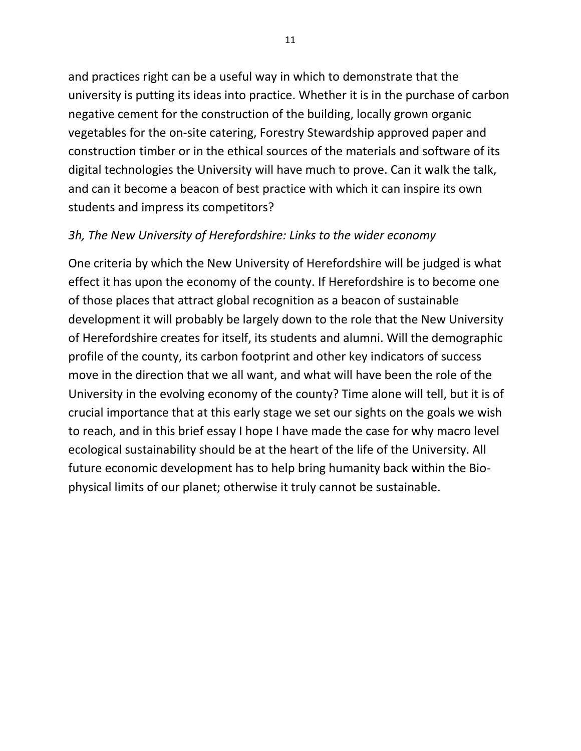and practices right can be a useful way in which to demonstrate that the university is putting its ideas into practice. Whether it is in the purchase of carbon negative cement for the construction of the building, locally grown organic vegetables for the on-site catering, Forestry Stewardship approved paper and construction timber or in the ethical sources of the materials and software of its digital technologies the University will have much to prove. Can it walk the talk, and can it become a beacon of best practice with which it can inspire its own students and impress its competitors?

*3h, The New University of Herefordshire: Links to the wider economy*

One criteria by which the New University of Herefordshire will be judged is what effect it has upon the economy of the county. If Herefordshire is to become one of those places that attract global recognition as a beacon of sustainable development it will probably be largely down to the role that the New University of Herefordshire creates for itself, its students and alumni. Will the demographic profile of the county, its carbon footprint and other key indicators of success move in the direction that we all want, and what will have been the role of the University in the evolving economy of the county? Time alone will tell, but it is of crucial importance that at this early stage we set our sights on the goals we wish to reach, and in this brief essay I hope I have made the case for why macro level ecological sustainability should be at the heart of the life of the University. All future economic development has to help bring humanity back within the Bio-physical limits of our planet; otherwise it truly cannot be sustainable.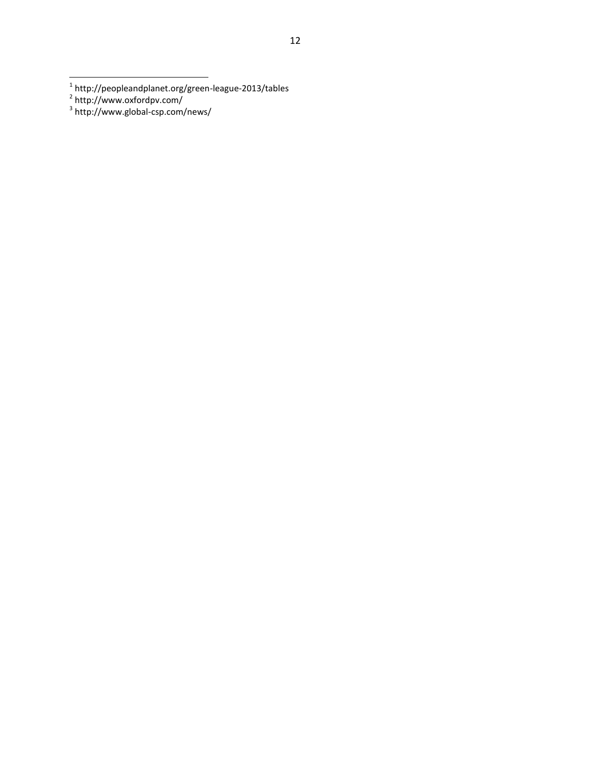[1] http://peopleandplanet.org/green-league-2013/tables

[2] http://www.oxfordpv.com/

[3] http://www.global-csp.com/news/